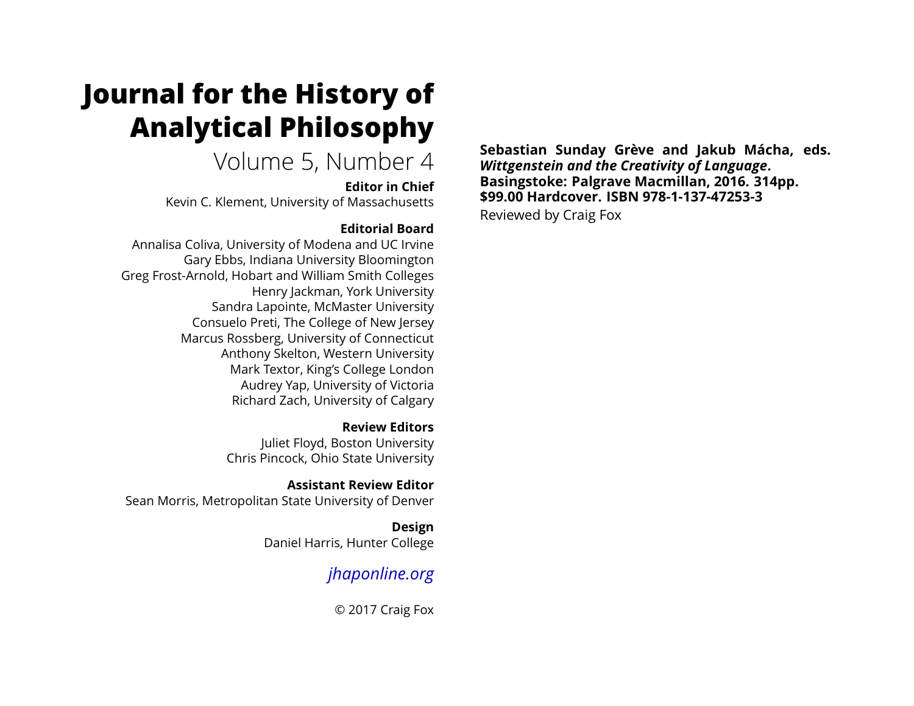# Journal for the History of Analytical Philosophy

Volume 5, Number 4

**Editor in Chief**
Kevin C. Klement, University of Massachusetts

**Editorial Board**
Annalisa Coliva, University of Modena and UC Irvine
Gary Ebbs, Indiana University Bloomington
Greg Frost-Arnold, Hobart and William Smith Colleges
Henry Jackman, York University
Sandra Lapointe, McMaster University
Consuelo Preti, The College of New Jersey
Marcus Rossberg, University of Connecticut
Anthony Skelton, Western University
Mark Textor, King's College London
Audrey Yap, University of Victoria
Richard Zach, University of Calgary

**Review Editors**
Juliet Floyd, Boston University
Chris Pincock, Ohio State University

**Assistant Review Editor**
Sean Morris, Metropolitan State University of Denver

**Design**
Daniel Harris, Hunter College

*jhaponline.org*

© 2017 Craig Fox

**Sebastian Sunday Grève and Jakub Mácha, eds. *Wittgenstein and the Creativity of Language*. Basingstoke: Palgrave Macmillan, 2016. 314pp. $99.00 Hardcover. ISBN 978-1-137-47253-3**

Reviewed by Craig Fox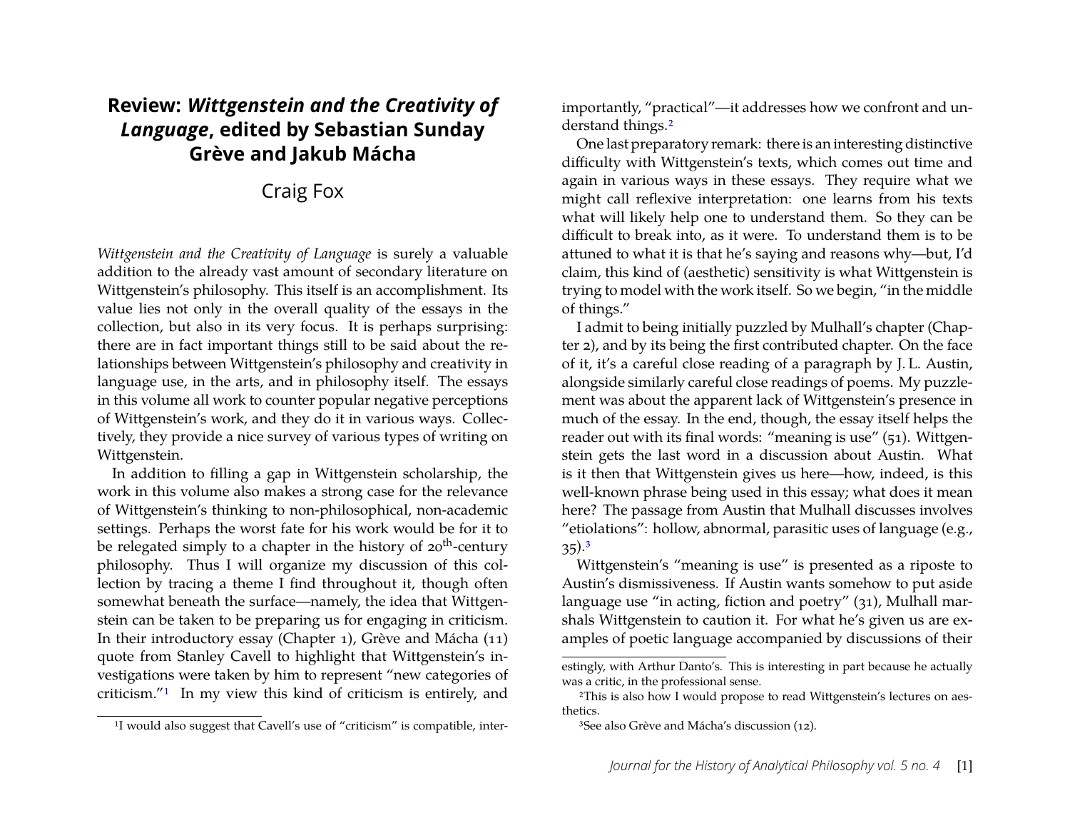# Review: *Wittgenstein and the Creativity of Language*, edited by Sebastian Sunday Grève and Jakub Mácha

Craig Fox

*Wittgenstein and the Creativity of Language* is surely a valuable addition to the already vast amount of secondary literature on Wittgenstein's philosophy. This itself is an accomplishment. Its value lies not only in the overall quality of the essays in the collection, but also in its very focus. It is perhaps surprising: there are in fact important things still to be said about the relationships between Wittgenstein's philosophy and creativity in language use, in the arts, and in philosophy itself. The essays in this volume all work to counter popular negative perceptions of Wittgenstein's work, and they do it in various ways. Collectively, they provide a nice survey of various types of writing on Wittgenstein.

In addition to filling a gap in Wittgenstein scholarship, the work in this volume also makes a strong case for the relevance of Wittgenstein's thinking to non-philosophical, non-academic settings. Perhaps the worst fate for his work would be for it to be relegated simply to a chapter in the history of 20th-century philosophy. Thus I will organize my discussion of this collection by tracing a theme I find throughout it, though often somewhat beneath the surface—namely, the idea that Wittgenstein can be taken to be preparing us for engaging in criticism. In their introductory essay (Chapter 1), Grève and Mácha (11) quote from Stanley Cavell to highlight that Wittgenstein's investigations were taken by him to represent "new categories of criticism."[1] In my view this kind of criticism is entirely, and importantly, "practical"—it addresses how we confront and understand things.[2]

One last preparatory remark: there is an interesting distinctive difficulty with Wittgenstein's texts, which comes out time and again in various ways in these essays. They require what we might call reflexive interpretation: one learns from his texts what will likely help one to understand them. So they can be difficult to break into, as it were. To understand them is to be attuned to what it is that he's saying and reasons why—but, I'd claim, this kind of (aesthetic) sensitivity is what Wittgenstein is trying to model with the work itself. So we begin, "in the middle of things."

I admit to being initially puzzled by Mulhall's chapter (Chapter 2), and by its being the first contributed chapter. On the face of it, it's a careful close reading of a paragraph by J. L. Austin, alongside similarly careful close readings of poems. My puzzlement was about the apparent lack of Wittgenstein's presence in much of the essay. In the end, though, the essay itself helps the reader out with its final words: "meaning is use" (51). Wittgenstein gets the last word in a discussion about Austin. What is it then that Wittgenstein gives us here—how, indeed, is this well-known phrase being used in this essay; what does it mean here? The passage from Austin that Mulhall discusses involves "etiolations": hollow, abnormal, parasitic uses of language (e.g., 35).[3]

Wittgenstein's "meaning is use" is presented as a riposte to Austin's dismissiveness. If Austin wants somehow to put aside language use "in acting, fiction and poetry" (31), Mulhall marshals Wittgenstein to caution it. For what he's given us are examples of poetic language accompanied by discussions of their

---

[1] I would also suggest that Cavell's use of "criticism" is compatible, interestingly, with Arthur Danto's. This is interesting in part because he actually was a critic, in the professional sense.

[2] This is also how I would propose to read Wittgenstein's lectures on aesthetics.

[3] See also Grève and Mácha's discussion (12).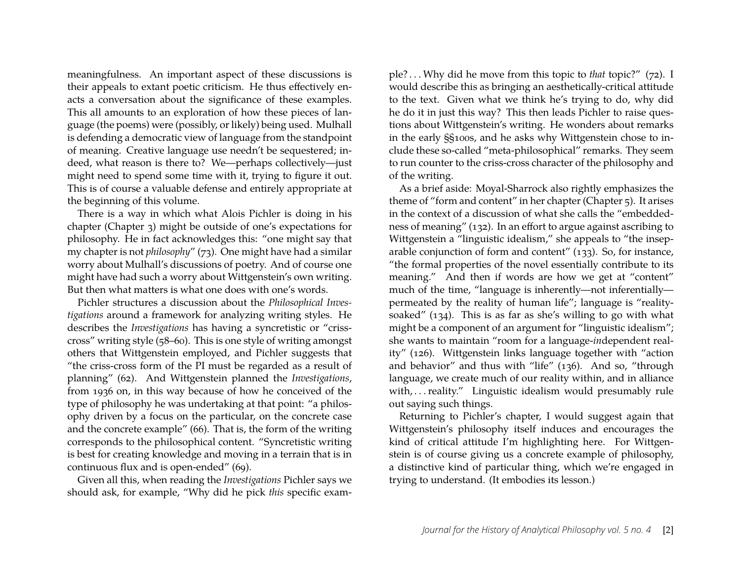meaningfulness. An important aspect of these discussions is their appeals to extant poetic criticism. He thus effectively enacts a conversation about the significance of these examples. This all amounts to an exploration of how these pieces of language (the poems) were (possibly, or likely) being used. Mulhall is defending a democratic view of language from the standpoint of meaning. Creative language use needn't be sequestered; indeed, what reason is there to? We—perhaps collectively—just might need to spend some time with it, trying to figure it out. This is of course a valuable defense and entirely appropriate at the beginning of this volume.

There is a way in which what Alois Pichler is doing in his chapter (Chapter 3) might be outside of one's expectations for philosophy. He in fact acknowledges this: "one might say that my chapter is not *philosophy*" (73). One might have had a similar worry about Mulhall's discussions of poetry. And of course one might have had such a worry about Wittgenstein's own writing. But then what matters is what one does with one's words.

Pichler structures a discussion about the *Philosophical Investigations* around a framework for analyzing writing styles. He describes the *Investigations* has having a syncretistic or "criss-cross" writing style (58–60). This is one style of writing amongst others that Wittgenstein employed, and Pichler suggests that "the criss-cross form of the PI must be regarded as a result of planning" (62). And Wittgenstein planned the *Investigations*, from 1936 on, in this way because of how he conceived of the type of philosophy he was undertaking at that point: "a philosophy driven by a focus on the particular, on the concrete case and the concrete example" (66). That is, the form of the writing corresponds to the philosophical content. "Syncretistic writing is best for creating knowledge and moving in a terrain that is in continuous flux and is open-ended" (69).

Given all this, when reading the *Investigations* Pichler says we should ask, for example, "Why did he pick *this* specific example? . . . Why did he move from this topic to *that* topic?" (72). I would describe this as bringing an aesthetically-critical attitude to the text. Given what we think he's trying to do, why did he do it in just this way? This then leads Pichler to raise questions about Wittgenstein's writing. He wonders about remarks in the early §§100s, and he asks why Wittgenstein chose to include these so-called "meta-philosophical" remarks. They seem to run counter to the criss-cross character of the philosophy and of the writing.

As a brief aside: Moyal-Sharrock also rightly emphasizes the theme of "form and content" in her chapter (Chapter 5). It arises in the context of a discussion of what she calls the "embeddedness of meaning" (132). In an effort to argue against ascribing to Wittgenstein a "linguistic idealism," she appeals to "the inseparable conjunction of form and content" (133). So, for instance, "the formal properties of the novel essentially contribute to its meaning." And then if words are how we get at "content" much of the time, "language is inherently—not inferentially—permeated by the reality of human life"; language is "reality-soaked" (134). This is as far as she's willing to go with what might be a component of an argument for "linguistic idealism"; she wants to maintain "room for a language-*in*dependent reality" (126). Wittgenstein links language together with "action and behavior" and thus with "life" (136). And so, "through language, we create much of our reality within, and in alliance with, . . . reality." Linguistic idealism would presumably rule out saying such things.

Returning to Pichler's chapter, I would suggest again that Wittgenstein's philosophy itself induces and encourages the kind of critical attitude I'm highlighting here. For Wittgenstein is of course giving us a concrete example of philosophy, a distinctive kind of particular thing, which we're engaged in trying to understand. (It embodies its lesson.)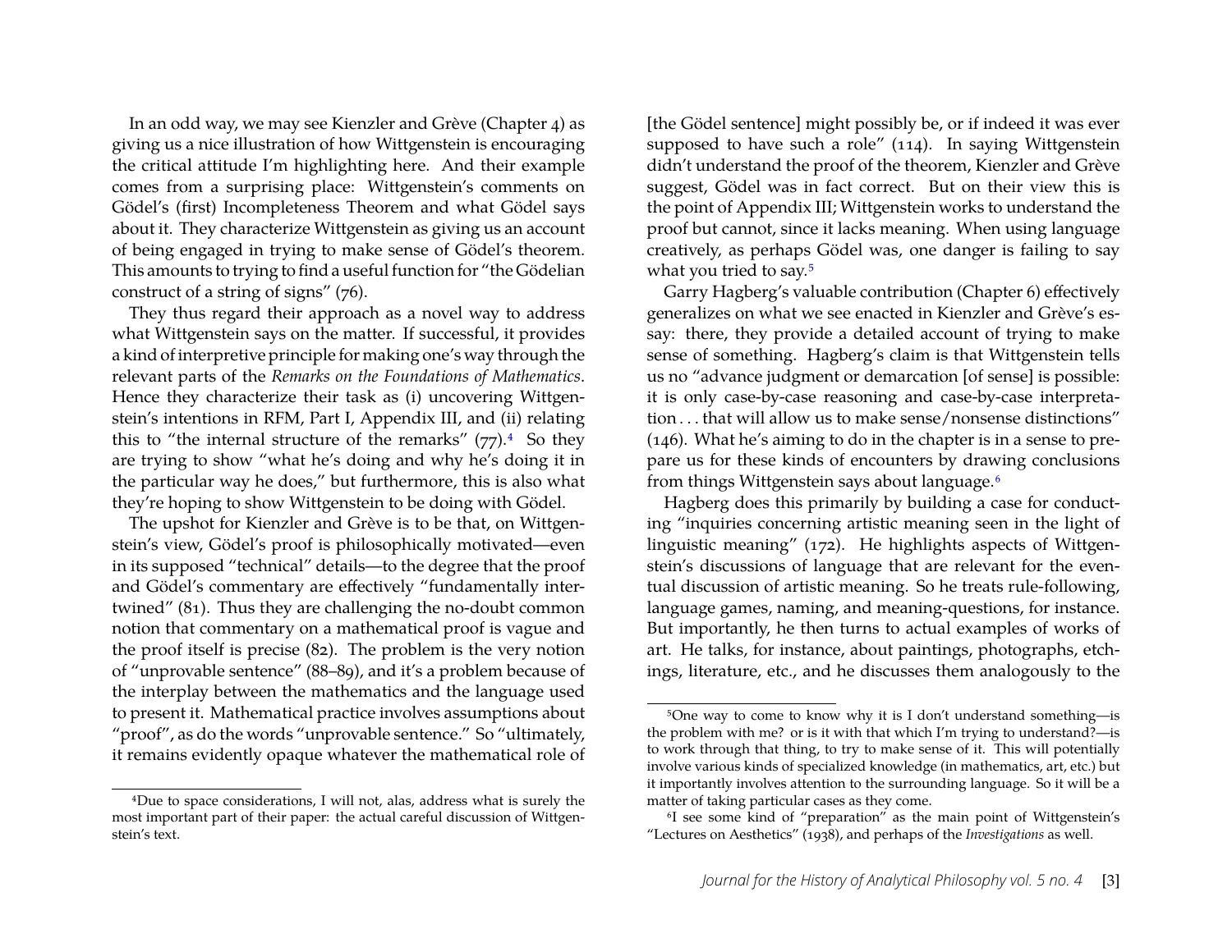In an odd way, we may see Kienzler and Grève (Chapter 4) as giving us a nice illustration of how Wittgenstein is encouraging the critical attitude I'm highlighting here. And their example comes from a surprising place: Wittgenstein's comments on Gödel's (first) Incompleteness Theorem and what Gödel says about it. They characterize Wittgenstein as giving us an account of being engaged in trying to make sense of Gödel's theorem. This amounts to trying to find a useful function for "the Gödelian construct of a string of signs" (76).

They thus regard their approach as a novel way to address what Wittgenstein says on the matter. If successful, it provides a kind of interpretive principle for making one's way through the relevant parts of the *Remarks on the Foundations of Mathematics*. Hence they characterize their task as (i) uncovering Wittgenstein's intentions in RFM, Part I, Appendix III, and (ii) relating this to "the internal structure of the remarks" (77).[4] So they are trying to show "what he's doing and why he's doing it in the particular way he does," but furthermore, this is also what they're hoping to show Wittgenstein to be doing with Gödel.

The upshot for Kienzler and Grève is to be that, on Wittgenstein's view, Gödel's proof is philosophically motivated—even in its supposed "technical" details—to the degree that the proof and Gödel's commentary are effectively "fundamentally intertwined" (81). Thus they are challenging the no-doubt common notion that commentary on a mathematical proof is vague and the proof itself is precise (82). The problem is the very notion of "unprovable sentence" (88–89), and it's a problem because of the interplay between the mathematics and the language used to present it. Mathematical practice involves assumptions about "proof", as do the words "unprovable sentence." So "ultimately, it remains evidently opaque whatever the mathematical role of [the Gödel sentence] might possibly be, or if indeed it was ever supposed to have such a role" (114). In saying Wittgenstein didn't understand the proof of the theorem, Kienzler and Grève suggest, Gödel was in fact correct. But on their view this is the point of Appendix III; Wittgenstein works to understand the proof but cannot, since it lacks meaning. When using language creatively, as perhaps Gödel was, one danger is failing to say what you tried to say.[5]

Garry Hagberg's valuable contribution (Chapter 6) effectively generalizes on what we see enacted in Kienzler and Grève's essay: there, they provide a detailed account of trying to make sense of something. Hagberg's claim is that Wittgenstein tells us no "advance judgment or demarcation [of sense] is possible: it is only case-by-case reasoning and case-by-case interpretation . . . that will allow us to make sense/nonsense distinctions" (146). What he's aiming to do in the chapter is in a sense to prepare us for these kinds of encounters by drawing conclusions from things Wittgenstein says about language.[6]

Hagberg does this primarily by building a case for conducting "inquiries concerning artistic meaning seen in the light of linguistic meaning" (172). He highlights aspects of Wittgenstein's discussions of language that are relevant for the eventual discussion of artistic meaning. So he treats rule-following, language games, naming, and meaning-questions, for instance. But importantly, he then turns to actual examples of works of art. He talks, for instance, about paintings, photographs, etchings, literature, etc., and he discusses them analogously to the

---

[4] Due to space considerations, I will not, alas, address what is surely the most important part of their paper: the actual careful discussion of Wittgenstein's text.

[5] One way to come to know why it is I don't understand something—is the problem with me? or is it with that which I'm trying to understand?—is to work through that thing, to try to make sense of it. This will potentially involve various kinds of specialized knowledge (in mathematics, art, etc.) but it importantly involves attention to the surrounding language. So it will be a matter of taking particular cases as they come.

[6] I see some kind of "preparation" as the main point of Wittgenstein's "Lectures on Aesthetics" (1938), and perhaps of the *Investigations* as well.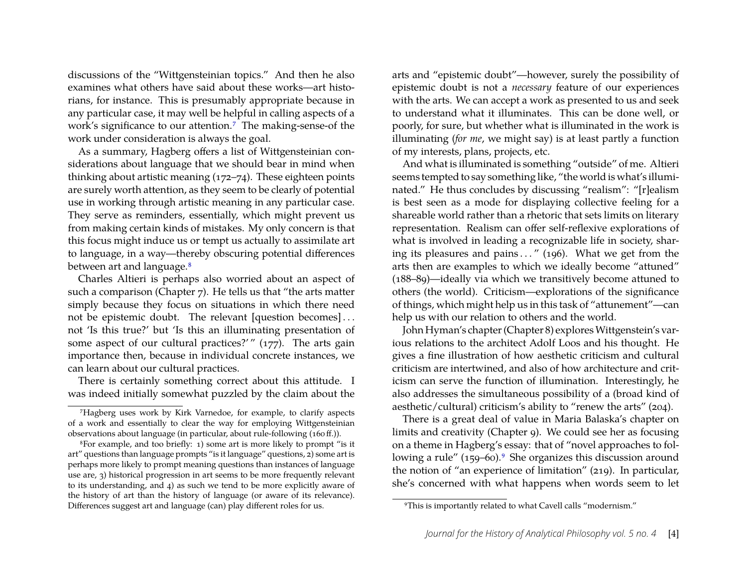discussions of the "Wittgensteinian topics." And then he also examines what others have said about these works—art historians, for instance. This is presumably appropriate because in any particular case, it may well be helpful in calling aspects of a work's significance to our attention.[7] The making-sense-of the work under consideration is always the goal.

As a summary, Hagberg offers a list of Wittgensteinian considerations about language that we should bear in mind when thinking about artistic meaning (172–74). These eighteen points are surely worth attention, as they seem to be clearly of potential use in working through artistic meaning in any particular case. They serve as reminders, essentially, which might prevent us from making certain kinds of mistakes. My only concern is that this focus might induce us or tempt us actually to assimilate art to language, in a way—thereby obscuring potential differences between art and language.[8]

Charles Altieri is perhaps also worried about an aspect of such a comparison (Chapter 7). He tells us that "the arts matter simply because they focus on situations in which there need not be epistemic doubt. The relevant [question becomes] . . . not 'Is this true?' but 'Is this an illuminating presentation of some aspect of our cultural practices?' " (177). The arts gain importance then, because in individual concrete instances, we can learn about our cultural practices.

There is certainly something correct about this attitude. I was indeed initially somewhat puzzled by the claim about the arts and "epistemic doubt"—however, surely the possibility of epistemic doubt is not a *necessary* feature of our experiences with the arts. We can accept a work as presented to us and seek to understand what it illuminates. This can be done well, or poorly, for sure, but whether what is illuminated in the work is illuminating (*for me*, we might say) is at least partly a function of my interests, plans, projects, etc.

And what is illuminated is something "outside" of me. Altieri seems tempted to say something like, "the world is what's illuminated." He thus concludes by discussing "realism": "[r]ealism is best seen as a mode for displaying collective feeling for a shareable world rather than a rhetoric that sets limits on literary representation. Realism can offer self-reflexive explorations of what is involved in leading a recognizable life in society, sharing its pleasures and pains . . . " (196). What we get from the arts then are examples to which we ideally become "attuned" (188–89)—ideally via which we transitively become attuned to others (the world). Criticism—explorations of the significance of things, which might help us in this task of "attunement"—can help us with our relation to others and the world.

John Hyman's chapter (Chapter 8) explores Wittgenstein's various relations to the architect Adolf Loos and his thought. He gives a fine illustration of how aesthetic criticism and cultural criticism are intertwined, and also of how architecture and criticism can serve the function of illumination. Interestingly, he also addresses the simultaneous possibility of a (broad kind of aesthetic/cultural) criticism's ability to "renew the arts" (204).

There is a great deal of value in Maria Balaska's chapter on limits and creativity (Chapter 9). We could see her as focusing on a theme in Hagberg's essay: that of "novel approaches to following a rule" (159–60).[9] She organizes this discussion around the notion of "an experience of limitation" (219). In particular, she's concerned with what happens when words seem to let

---

[7] Hagberg uses work by Kirk Varnedoe, for example, to clarify aspects of a work and essentially to clear the way for employing Wittgensteinian observations about language (in particular, about rule-following (160 ff.)).

[8] For example, and too briefly: 1) some art is more likely to prompt "is it art" questions than language prompts "is it language" questions, 2) some art is perhaps more likely to prompt meaning questions than instances of language use are, 3) historical progression in art seems to be more frequently relevant to its understanding, and 4) as such we tend to be more explicitly aware of the history of art than the history of language (or aware of its relevance). Differences suggest art and language (can) play different roles for us.

[9] This is importantly related to what Cavell calls "modernism."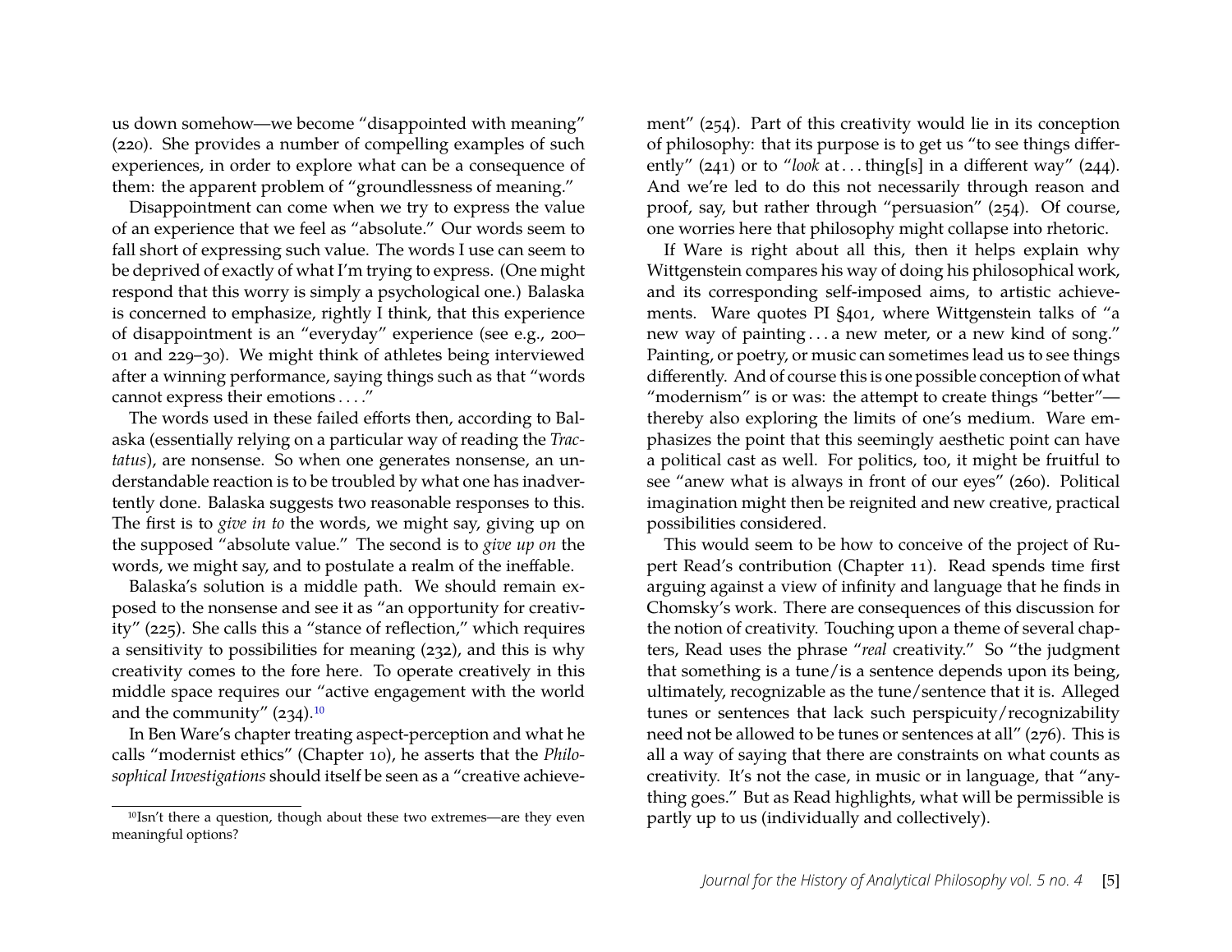us down somehow—we become "disappointed with meaning" (220). She provides a number of compelling examples of such experiences, in order to explore what can be a consequence of them: the apparent problem of "groundlessness of meaning."

Disappointment can come when we try to express the value of an experience that we feel as "absolute." Our words seem to fall short of expressing such value. The words I use can seem to be deprived of exactly of what I'm trying to express. (One might respond that this worry is simply a psychological one.) Balaska is concerned to emphasize, rightly I think, that this experience of disappointment is an "everyday" experience (see e.g., 200–01 and 229–30). We might think of athletes being interviewed after a winning performance, saying things such as that "words cannot express their emotions . . . ."

The words used in these failed efforts then, according to Balaska (essentially relying on a particular way of reading the *Tractatus*), are nonsense. So when one generates nonsense, an understandable reaction is to be troubled by what one has inadvertently done. Balaska suggests two reasonable responses to this. The first is to *give in to* the words, we might say, giving up on the supposed "absolute value." The second is to *give up on* the words, we might say, and to postulate a realm of the ineffable.

Balaska's solution is a middle path. We should remain exposed to the nonsense and see it as "an opportunity for creativity" (225). She calls this a "stance of reflection," which requires a sensitivity to possibilities for meaning (232), and this is why creativity comes to the fore here. To operate creatively in this middle space requires our "active engagement with the world and the community" (234).[10]

In Ben Ware's chapter treating aspect-perception and what he calls "modernist ethics" (Chapter 10), he asserts that the *Philosophical Investigations* should itself be seen as a "creative achievement" (254). Part of this creativity would lie in its conception of philosophy: that its purpose is to get us "to see things differently" (241) or to "*look* at . . . thing[s] in a different way" (244). And we're led to do this not necessarily through reason and proof, say, but rather through "persuasion" (254). Of course, one worries here that philosophy might collapse into rhetoric.

If Ware is right about all this, then it helps explain why Wittgenstein compares his way of doing his philosophical work, and its corresponding self-imposed aims, to artistic achievements. Ware quotes PI §401, where Wittgenstein talks of "a new way of painting . . . a new meter, or a new kind of song." Painting, or poetry, or music can sometimes lead us to see things differently. And of course this is one possible conception of what "modernism" is or was: the attempt to create things "better"—thereby also exploring the limits of one's medium. Ware emphasizes the point that this seemingly aesthetic point can have a political cast as well. For politics, too, it might be fruitful to see "anew what is always in front of our eyes" (260). Political imagination might then be reignited and new creative, practical possibilities considered.

This would seem to be how to conceive of the project of Rupert Read's contribution (Chapter 11). Read spends time first arguing against a view of infinity and language that he finds in Chomsky's work. There are consequences of this discussion for the notion of creativity. Touching upon a theme of several chapters, Read uses the phrase "*real* creativity." So "the judgment that something is a tune/is a sentence depends upon its being, ultimately, recognizable as the tune/sentence that it is. Alleged tunes or sentences that lack such perspicuity/recognizability need not be allowed to be tunes or sentences at all" (276). This is all a way of saying that there are constraints on what counts as creativity. It's not the case, in music or in language, that "anything goes." But as Read highlights, what will be permissible is partly up to us (individually and collectively).

[10] Isn't there a question, though about these two extremes—are they even meaningful options?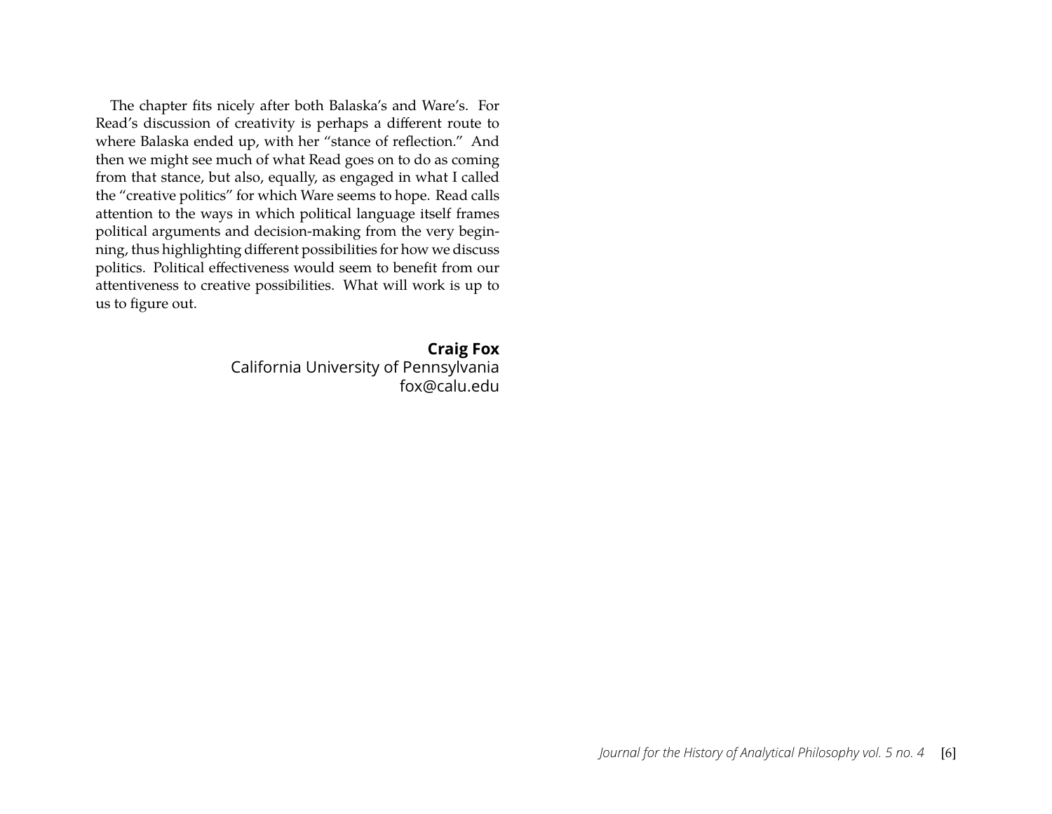The chapter fits nicely after both Balaska's and Ware's. For Read's discussion of creativity is perhaps a different route to where Balaska ended up, with her "stance of reflection." And then we might see much of what Read goes on to do as coming from that stance, but also, equally, as engaged in what I called the "creative politics" for which Ware seems to hope. Read calls attention to the ways in which political language itself frames political arguments and decision-making from the very beginning, thus highlighting different possibilities for how we discuss politics. Political effectiveness would seem to benefit from our attentiveness to creative possibilities. What will work is up to us to figure out.

**Craig Fox**
California University of Pennsylvania
fox@calu.edu